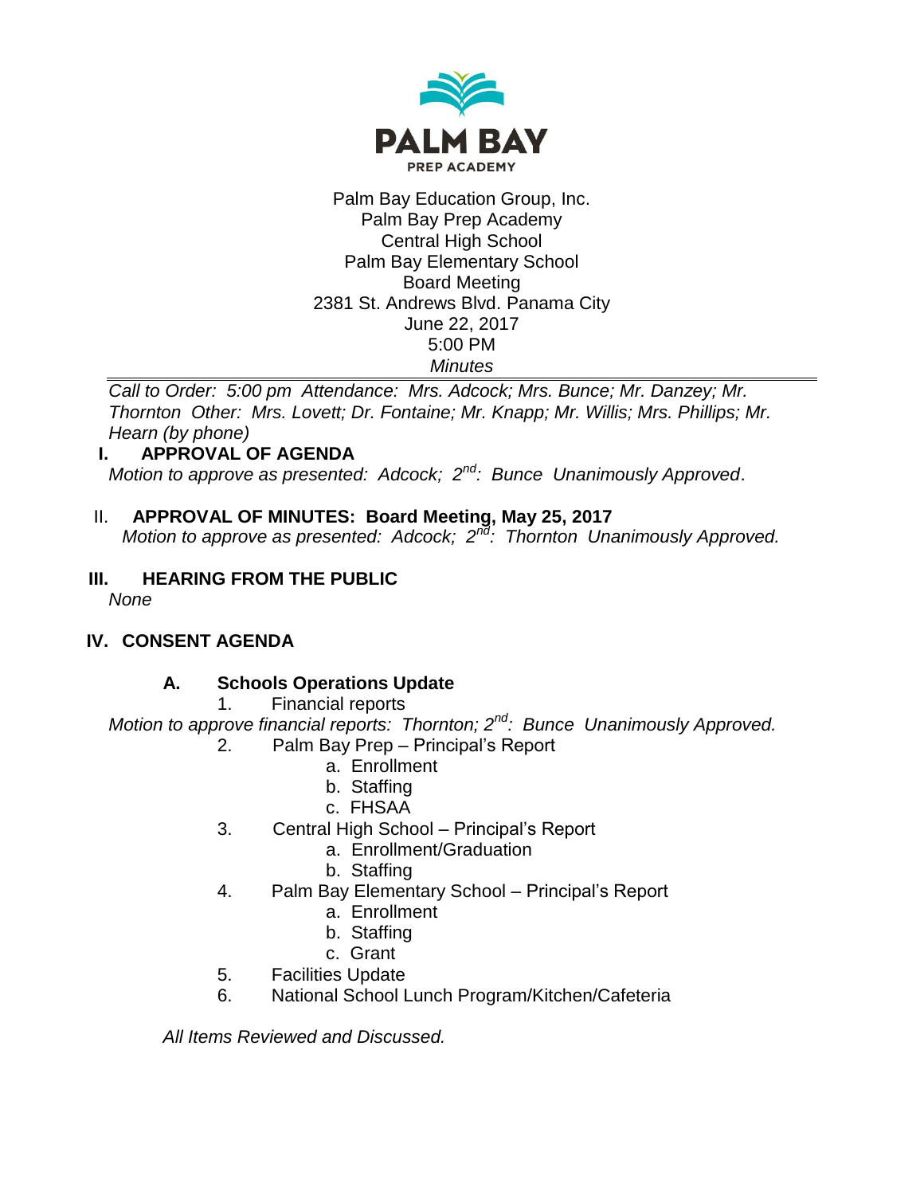**PALM BAY**
PREP ACADEMY

Palm Bay Education Group, Inc.
Palm Bay Prep Academy
Central High School
Palm Bay Elementary School
Board Meeting
2381 St. Andrews Blvd. Panama City
June 22, 2017
5:00 PM
*Minutes*

---

*Call to Order: 5:00 pm Attendance: Mrs. Adcock; Mrs. Bunce; Mr. Danzey; Mr. Thornton Other: Mrs. Lovett; Dr. Fontaine; Mr. Knapp; Mr. Willis; Mrs. Phillips; Mr. Hearn (by phone)*

## I. APPROVAL OF AGENDA

*Motion to approve as presented: Adcock; 2nd: Bunce Unanimously Approved*.

## II. APPROVAL OF MINUTES: Board Meeting, May 25, 2017

*Motion to approve as presented: Adcock; 2nd: Thornton Unanimously Approved.*

## III. HEARING FROM THE PUBLIC

*None*

## IV. CONSENT AGENDA

### A. Schools Operations Update

1. Financial reports

*Motion to approve financial reports: Thornton; 2nd: Bunce Unanimously Approved.*

2. Palm Bay Prep – Principal's Report
   a. Enrollment
   b. Staffing
   c. FHSAA
3. Central High School – Principal's Report
   a. Enrollment/Graduation
   b. Staffing
4. Palm Bay Elementary School – Principal's Report
   a. Enrollment
   b. Staffing
   c. Grant
5. Facilities Update
6. National School Lunch Program/Kitchen/Cafeteria

*All Items Reviewed and Discussed.*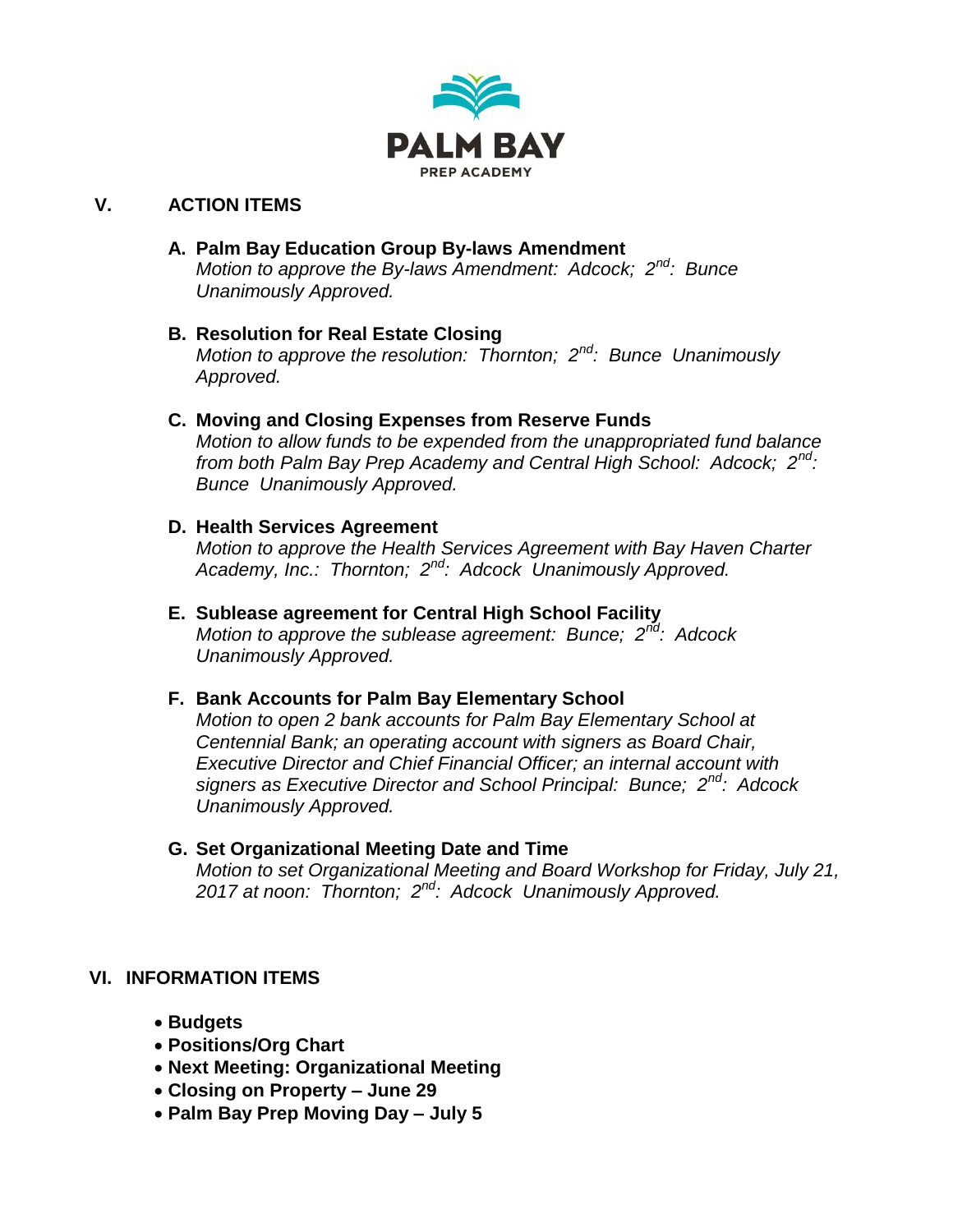## V. ACTION ITEMS

**A. Palm Bay Education Group By-laws Amendment**
*Motion to approve the By-laws Amendment: Adcock; 2nd: Bunce Unanimously Approved.*

**B. Resolution for Real Estate Closing**
*Motion to approve the resolution: Thornton; 2nd: Bunce Unanimously Approved.*

**C. Moving and Closing Expenses from Reserve Funds**
*Motion to allow funds to be expended from the unappropriated fund balance from both Palm Bay Prep Academy and Central High School: Adcock; 2nd: Bunce Unanimously Approved.*

**D. Health Services Agreement**
*Motion to approve the Health Services Agreement with Bay Haven Charter Academy, Inc.: Thornton; 2nd: Adcock Unanimously Approved.*

**E. Sublease agreement for Central High School Facility**
*Motion to approve the sublease agreement: Bunce; 2nd: Adcock Unanimously Approved.*

**F. Bank Accounts for Palm Bay Elementary School**
*Motion to open 2 bank accounts for Palm Bay Elementary School at Centennial Bank; an operating account with signers as Board Chair, Executive Director and Chief Financial Officer; an internal account with signers as Executive Director and School Principal: Bunce; 2nd: Adcock Unanimously Approved.*

**G. Set Organizational Meeting Date and Time**
*Motion to set Organizational Meeting and Board Workshop for Friday, July 21, 2017 at noon: Thornton; 2nd: Adcock Unanimously Approved.*

## VI. INFORMATION ITEMS

- **Budgets**
- **Positions/Org Chart**
- **Next Meeting: Organizational Meeting**
- **Closing on Property – June 29**
- **Palm Bay Prep Moving Day – July 5**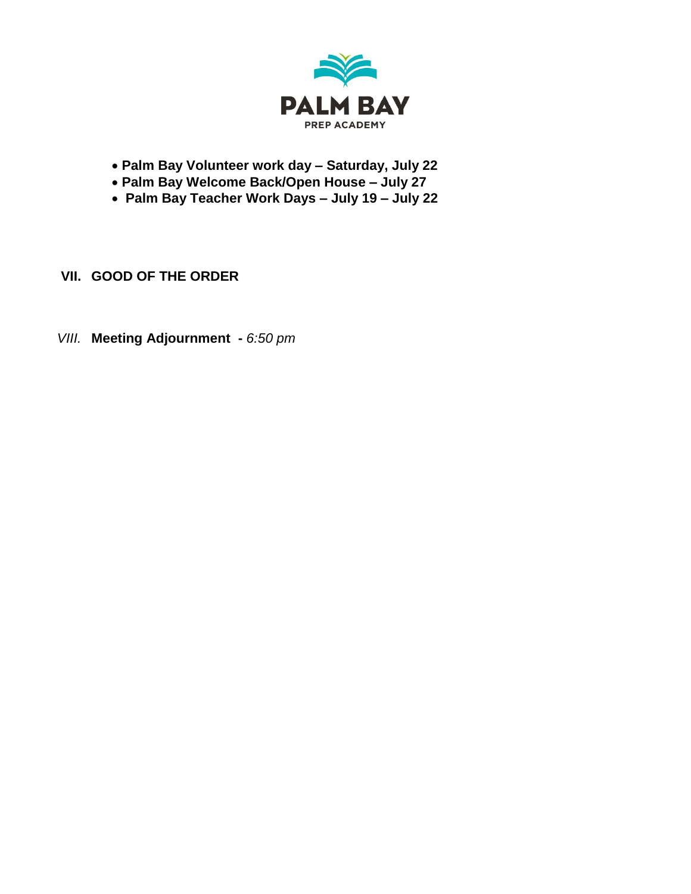- **Palm Bay Volunteer work day – Saturday, July 22**
- **Palm Bay Welcome Back/Open House – July 27**
- **Palm Bay Teacher Work Days – July 19 – July 22**

**VII. GOOD OF THE ORDER**

*VIII.* **Meeting Adjournment -** *6:50 pm*